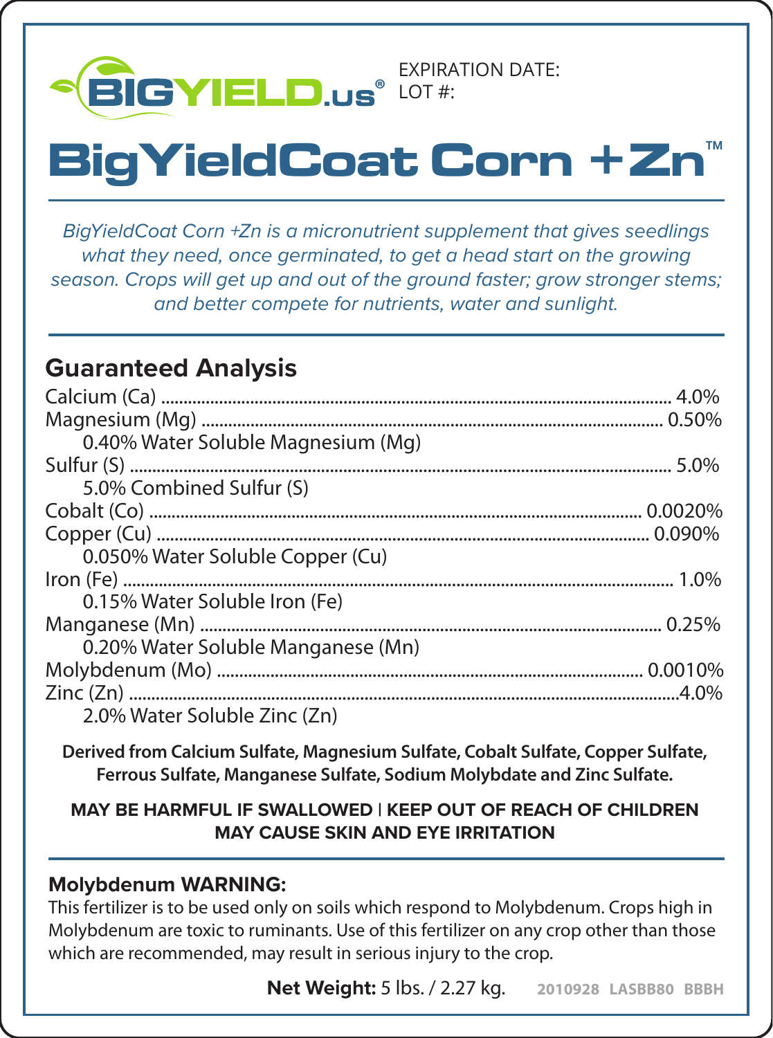BIGYIELD.us®

EXPIRATION DATE:
LOT #:

# BigYieldCoat Corn +Zn™

*BigYieldCoat Corn +Zn is a micronutrient supplement that gives seedlings what they need, once germinated, to get a head start on the growing season. Crops will get up and out of the ground faster; grow stronger stems; and better compete for nutrients, water and sunlight.*

## Guaranteed Analysis

Calcium (Ca) .......... 4.0%
Magnesium (Mg) .......... 0.50%
    0.40% Water Soluble Magnesium (Mg)
Sulfur (S) .......... 5.0%
    5.0% Combined Sulfur (S)
Cobalt (Co) .......... 0.0020%
Copper (Cu) .......... 0.090%
    0.050% Water Soluble Copper (Cu)
Iron (Fe) .......... 1.0%
    0.15% Water Soluble Iron (Fe)
Manganese (Mn) .......... 0.25%
    0.20% Water Soluble Manganese (Mn)
Molybdenum (Mo) .......... 0.0010%
Zinc (Zn) .......... 4.0%
    2.0% Water Soluble Zinc (Zn)

**Derived from Calcium Sulfate, Magnesium Sulfate, Cobalt Sulfate, Copper Sulfate, Ferrous Sulfate, Manganese Sulfate, Sodium Molybdate and Zinc Sulfate.**

**MAY BE HARMFUL IF SWALLOWED | KEEP OUT OF REACH OF CHILDREN**
**MAY CAUSE SKIN AND EYE IRRITATION**

### Molybdenum WARNING:

This fertilizer is to be used only on soils which respond to Molybdenum. Crops high in Molybdenum are toxic to ruminants. Use of this fertilizer on any crop other than those which are recommended, may result in serious injury to the crop.

**Net Weight:** 5 lbs. / 2.27 kg.    2010928 LASBB80 BBBH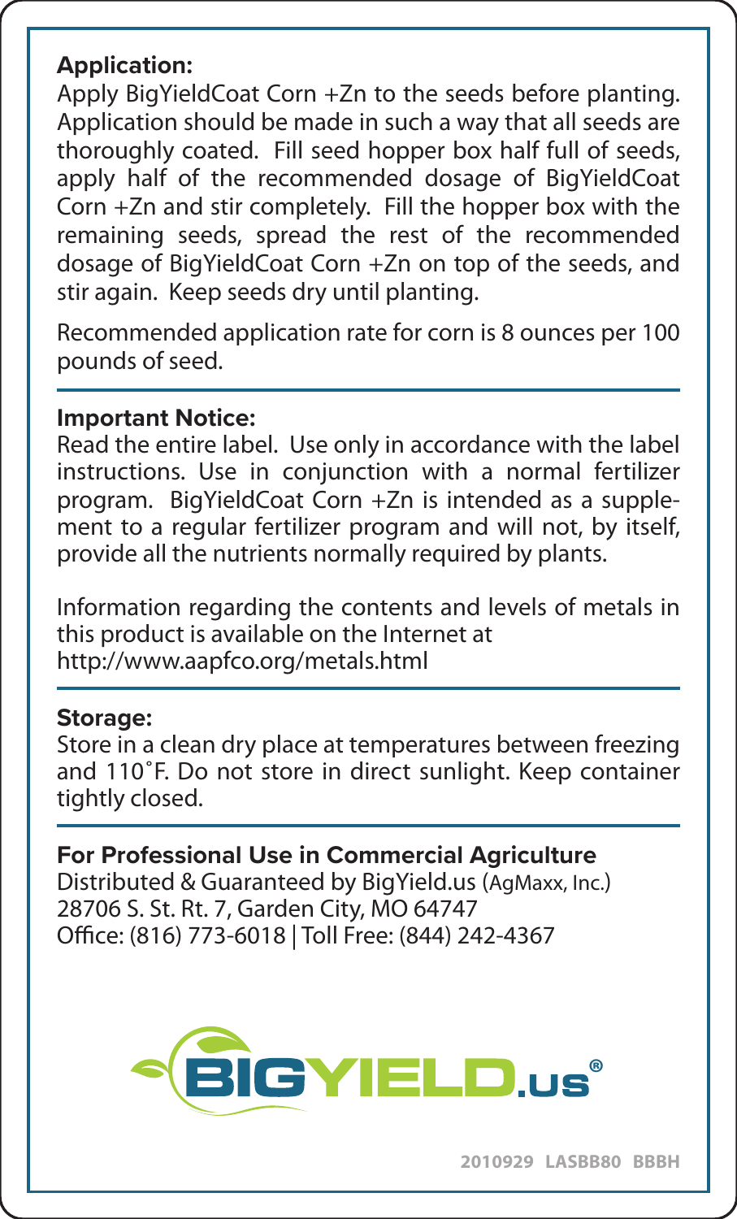**Application:**

Apply BigYieldCoat Corn +Zn to the seeds before planting. Application should be made in such a way that all seeds are thoroughly coated. Fill seed hopper box half full of seeds, apply half of the recommended dosage of BigYieldCoat Corn +Zn and stir completely. Fill the hopper box with the remaining seeds, spread the rest of the recommended dosage of BigYieldCoat Corn +Zn on top of the seeds, and stir again. Keep seeds dry until planting.

Recommended application rate for corn is 8 ounces per 100 pounds of seed.

**Important Notice:**

Read the entire label. Use only in accordance with the label instructions. Use in conjunction with a normal fertilizer program. BigYieldCoat Corn +Zn is intended as a supplement to a regular fertilizer program and will not, by itself, provide all the nutrients normally required by plants.

Information regarding the contents and levels of metals in this product is available on the Internet at http://www.aapfco.org/metals.html

**Storage:**

Store in a clean dry place at temperatures between freezing and 110˚F. Do not store in direct sunlight. Keep container tightly closed.

**For Professional Use in Commercial Agriculture**

Distributed & Guaranteed by BigYield.us (AgMaxx, Inc.)
28706 S. St. Rt. 7, Garden City, MO 64747
Office: (816) 773-6018 | Toll Free: (844) 242-4367

BIGYIELD.us®

2010929 LASBB80 BBBH